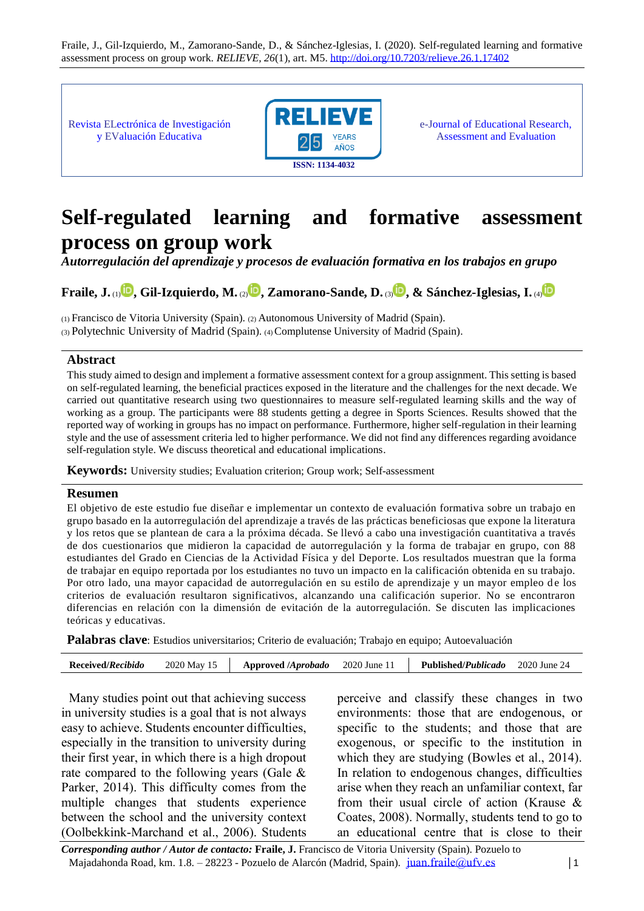Fraile, J., Gil-Izquierdo, M., Zamorano-Sande, D., & Sánchez-Iglesias, I. (2020). Self-regulated learning and formative assessment process on group work. *RELIEVE, 26*(1), art. M5. http://doi.org/10.7203/relieve.26.1.17402

Revista ELectrónica de Investigación y EValuación Educativa

RELIEVE 25 YEARS AÑOS

ISSN: 1134-4032

e-Journal of Educational Research, Assessment and Evaluation

# Self-regulated learning and formative assessment process on group work

***Autorregulación del aprendizaje y procesos de evaluación formativa en los trabajos en grupo***

**Fraile, J.** [1], **Gil-Izquierdo, M.** [2], **Zamorano-Sande, D.** [3], **& Sánchez-Iglesias, I.** [4]

[1] Francisco de Vitoria University (Spain). [2] Autonomous University of Madrid (Spain).
[3] Polytechnic University of Madrid (Spain). [4] Complutense University of Madrid (Spain).

## Abstract

This study aimed to design and implement a formative assessment context for a group assignment. This setting is based on self-regulated learning, the beneficial practices exposed in the literature and the challenges for the next decade. We carried out quantitative research using two questionnaires to measure self-regulated learning skills and the way of working as a group. The participants were 88 students getting a degree in Sports Sciences. Results showed that the reported way of working in groups has no impact on performance. Furthermore, higher self-regulation in their learning style and the use of assessment criteria led to higher performance. We did not find any differences regarding avoidance self-regulation style. We discuss theoretical and educational implications.

**Keywords:** University studies; Evaluation criterion; Group work; Self-assessment

## Resumen

El objetivo de este estudio fue diseñar e implementar un contexto de evaluación formativa sobre un trabajo en grupo basado en la autorregulación del aprendizaje a través de las prácticas beneficiosas que expone la literatura y los retos que se plantean de cara a la próxima década. Se llevó a cabo una investigación cuantitativa a través de dos cuestionarios que midieron la capacidad de autorregulación y la forma de trabajar en grupo, con 88 estudiantes del Grado en Ciencias de la Actividad Física y del Deporte. Los resultados muestran que la forma de trabajar en equipo reportada por los estudiantes no tuvo un impacto en la calificación obtenida en su trabajo. Por otro lado, una mayor capacidad de autorregulación en su estilo de aprendizaje y un mayor empleo de los criterios de evaluación resultaron significativos, alcanzando una calificación superior. No se encontraron diferencias en relación con la dimensión de evitación de la autorregulación. Se discuten las implicaciones teóricas y educativas.

**Palabras clave**: Estudios universitarios; Criterio de evaluación; Trabajo en equipo; Autoevaluación

| **Received/*Recibido*** | 2020 May 15 | **Approved /*Aprobado*** | 2020 June 11 | **Published/*Publicado*** | 2020 June 24 |
|---|---|---|---|---|---|

Many studies point out that achieving success in university studies is a goal that is not always easy to achieve. Students encounter difficulties, especially in the transition to university during their first year, in which there is a high dropout rate compared to the following years (Gale & Parker, 2014). This difficulty comes from the multiple changes that students experience between the school and the university context (Oolbekkink-Marchand et al., 2006). Students perceive and classify these changes in two environments: those that are endogenous, or specific to the students; and those that are exogenous, or specific to the institution in which they are studying (Bowles et al., 2014). In relation to endogenous changes, difficulties arise when they reach an unfamiliar context, far from their usual circle of action (Krause & Coates, 2008). Normally, students tend to go to an educational centre that is close to their

***Corresponding author / Autor de contacto:*** **Fraile, J.** Francisco de Vitoria University (Spain). Pozuelo to Majadahonda Road, km. 1.8. – 28223 - Pozuelo de Alarcón (Madrid, Spain). juan.fraile@ufv.es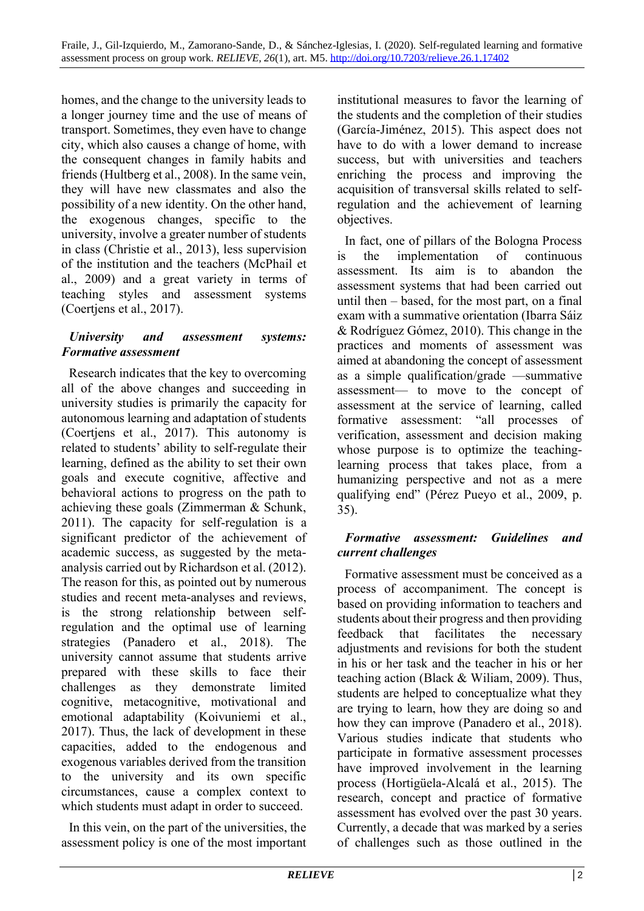homes, and the change to the university leads to a longer journey time and the use of means of transport. Sometimes, they even have to change city, which also causes a change of home, with the consequent changes in family habits and friends (Hultberg et al., 2008). In the same vein, they will have new classmates and also the possibility of a new identity. On the other hand, the exogenous changes, specific to the university, involve a greater number of students in class (Christie et al., 2013), less supervision of the institution and the teachers (McPhail et al., 2009) and a great variety in terms of teaching styles and assessment systems (Coertjens et al., 2017).

### *University and assessment systems: Formative assessment*

Research indicates that the key to overcoming all of the above changes and succeeding in university studies is primarily the capacity for autonomous learning and adaptation of students (Coertjens et al., 2017). This autonomy is related to students' ability to self-regulate their learning, defined as the ability to set their own goals and execute cognitive, affective and behavioral actions to progress on the path to achieving these goals (Zimmerman & Schunk, 2011). The capacity for self-regulation is a significant predictor of the achievement of academic success, as suggested by the meta-analysis carried out by Richardson et al. (2012). The reason for this, as pointed out by numerous studies and recent meta-analyses and reviews, is the strong relationship between self-regulation and the optimal use of learning strategies (Panadero et al., 2018). The university cannot assume that students arrive prepared with these skills to face their challenges as they demonstrate limited cognitive, metacognitive, motivational and emotional adaptability (Koivuniemi et al., 2017). Thus, the lack of development in these capacities, added to the endogenous and exogenous variables derived from the transition to the university and its own specific circumstances, cause a complex context to which students must adapt in order to succeed.

In this vein, on the part of the universities, the assessment policy is one of the most important institutional measures to favor the learning of the students and the completion of their studies (García-Jiménez, 2015). This aspect does not have to do with a lower demand to increase success, but with universities and teachers enriching the process and improving the acquisition of transversal skills related to self-regulation and the achievement of learning objectives.

In fact, one of pillars of the Bologna Process is the implementation of continuous assessment. Its aim is to abandon the assessment systems that had been carried out until then – based, for the most part, on a final exam with a summative orientation (Ibarra Sáiz & Rodríguez Gómez, 2010). This change in the practices and moments of assessment was aimed at abandoning the concept of assessment as a simple qualification/grade —summative assessment— to move to the concept of assessment at the service of learning, called formative assessment: "all processes of verification, assessment and decision making whose purpose is to optimize the teaching-learning process that takes place, from a humanizing perspective and not as a mere qualifying end" (Pérez Pueyo et al., 2009, p. 35).

### *Formative assessment: Guidelines and current challenges*

Formative assessment must be conceived as a process of accompaniment. The concept is based on providing information to teachers and students about their progress and then providing feedback that facilitates the necessary adjustments and revisions for both the student in his or her task and the teacher in his or her teaching action (Black & Wiliam, 2009). Thus, students are helped to conceptualize what they are trying to learn, how they are doing so and how they can improve (Panadero et al., 2018). Various studies indicate that students who participate in formative assessment processes have improved involvement in the learning process (Hortigüela-Alcalá et al., 2015). The research, concept and practice of formative assessment has evolved over the past 30 years. Currently, a decade that was marked by a series of challenges such as those outlined in the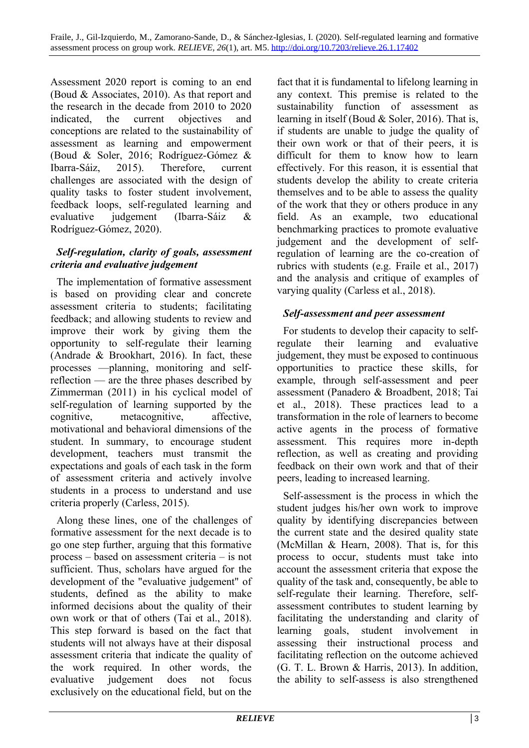Assessment 2020 report is coming to an end (Boud & Associates, 2010). As that report and the research in the decade from 2010 to 2020 indicated, the current objectives and conceptions are related to the sustainability of assessment as learning and empowerment (Boud & Soler, 2016; Rodríguez-Gómez & Ibarra-Sáiz, 2015). Therefore, current challenges are associated with the design of quality tasks to foster student involvement, feedback loops, self-regulated learning and evaluative judgement (Ibarra-Sáiz & Rodríguez-Gómez, 2020).

### *Self-regulation, clarity of goals, assessment criteria and evaluative judgement*

The implementation of formative assessment is based on providing clear and concrete assessment criteria to students; facilitating feedback; and allowing students to review and improve their work by giving them the opportunity to self-regulate their learning (Andrade & Brookhart, 2016). In fact, these processes —planning, monitoring and self-reflection — are the three phases described by Zimmerman (2011) in his cyclical model of self-regulation of learning supported by the cognitive, metacognitive, affective, motivational and behavioral dimensions of the student. In summary, to encourage student development, teachers must transmit the expectations and goals of each task in the form of assessment criteria and actively involve students in a process to understand and use criteria properly (Carless, 2015).

Along these lines, one of the challenges of formative assessment for the next decade is to go one step further, arguing that this formative process – based on assessment criteria – is not sufficient. Thus, scholars have argued for the development of the "evaluative judgement" of students, defined as the ability to make informed decisions about the quality of their own work or that of others (Tai et al., 2018). This step forward is based on the fact that students will not always have at their disposal assessment criteria that indicate the quality of the work required. In other words, the evaluative judgement does not focus exclusively on the educational field, but on the fact that it is fundamental to lifelong learning in any context. This premise is related to the sustainability function of assessment as learning in itself (Boud & Soler, 2016). That is, if students are unable to judge the quality of their own work or that of their peers, it is difficult for them to know how to learn effectively. For this reason, it is essential that students develop the ability to create criteria themselves and to be able to assess the quality of the work that they or others produce in any field. As an example, two educational benchmarking practices to promote evaluative judgement and the development of self-regulation of learning are the co-creation of rubrics with students (e.g. Fraile et al., 2017) and the analysis and critique of examples of varying quality (Carless et al., 2018).

### *Self-assessment and peer assessment*

For students to develop their capacity to self-regulate their learning and evaluative judgement, they must be exposed to continuous opportunities to practice these skills, for example, through self-assessment and peer assessment (Panadero & Broadbent, 2018; Tai et al., 2018). These practices lead to a transformation in the role of learners to become active agents in the process of formative assessment. This requires more in-depth reflection, as well as creating and providing feedback on their own work and that of their peers, leading to increased learning.

Self-assessment is the process in which the student judges his/her own work to improve quality by identifying discrepancies between the current state and the desired quality state (McMillan & Hearn, 2008). That is, for this process to occur, students must take into account the assessment criteria that expose the quality of the task and, consequently, be able to self-regulate their learning. Therefore, self-assessment contributes to student learning by facilitating the understanding and clarity of learning goals, student involvement in assessing their instructional process and facilitating reflection on the outcome achieved (G. T. L. Brown & Harris, 2013). In addition, the ability to self-assess is also strengthened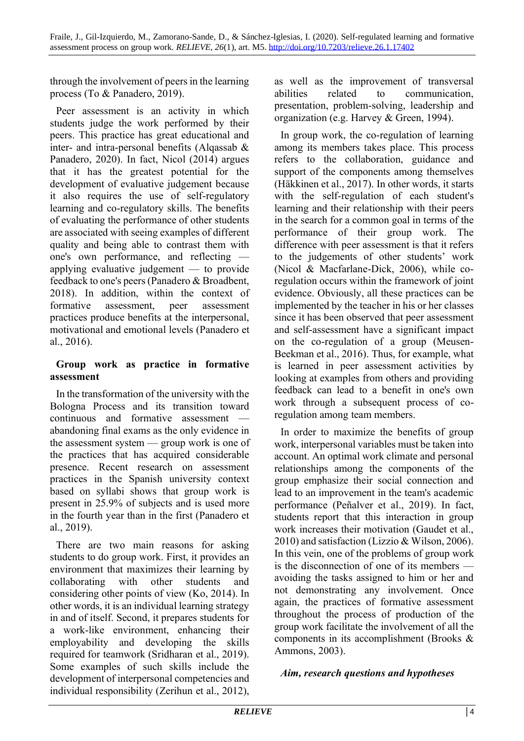through the involvement of peers in the learning process (To & Panadero, 2019).

Peer assessment is an activity in which students judge the work performed by their peers. This practice has great educational and inter- and intra-personal benefits (Alqassab & Panadero, 2020). In fact, Nicol (2014) argues that it has the greatest potential for the development of evaluative judgement because it also requires the use of self-regulatory learning and co-regulatory skills. The benefits of evaluating the performance of other students are associated with seeing examples of different quality and being able to contrast them with one's own performance, and reflecting — applying evaluative judgement — to provide feedback to one's peers (Panadero & Broadbent, 2018). In addition, within the context of formative assessment, peer assessment practices produce benefits at the interpersonal, motivational and emotional levels (Panadero et al., 2016).

## Group work as practice in formative assessment

In the transformation of the university with the Bologna Process and its transition toward continuous and formative assessment — abandoning final exams as the only evidence in the assessment system — group work is one of the practices that has acquired considerable presence. Recent research on assessment practices in the Spanish university context based on syllabi shows that group work is present in 25.9% of subjects and is used more in the fourth year than in the first (Panadero et al., 2019).

There are two main reasons for asking students to do group work. First, it provides an environment that maximizes their learning by collaborating with other students and considering other points of view (Ko, 2014). In other words, it is an individual learning strategy in and of itself. Second, it prepares students for a work-like environment, enhancing their employability and developing the skills required for teamwork (Sridharan et al., 2019). Some examples of such skills include the development of interpersonal competencies and individual responsibility (Zerihun et al., 2012), as well as the improvement of transversal abilities related to communication, presentation, problem-solving, leadership and organization (e.g. Harvey & Green, 1994).

In group work, the co-regulation of learning among its members takes place. This process refers to the collaboration, guidance and support of the components among themselves (Häkkinen et al., 2017). In other words, it starts with the self-regulation of each student's learning and their relationship with their peers in the search for a common goal in terms of the performance of their group work. The difference with peer assessment is that it refers to the judgements of other students' work (Nicol & Macfarlane-Dick, 2006), while co-regulation occurs within the framework of joint evidence. Obviously, all these practices can be implemented by the teacher in his or her classes since it has been observed that peer assessment and self-assessment have a significant impact on the co-regulation of a group (Meusen-Beekman et al., 2016). Thus, for example, what is learned in peer assessment activities by looking at examples from others and providing feedback can lead to a benefit in one's own work through a subsequent process of co-regulation among team members.

In order to maximize the benefits of group work, interpersonal variables must be taken into account. An optimal work climate and personal relationships among the components of the group emphasize their social connection and lead to an improvement in the team's academic performance (Peñalver et al., 2019). In fact, students report that this interaction in group work increases their motivation (Gaudet et al., 2010) and satisfaction (Lizzio & Wilson, 2006). In this vein, one of the problems of group work is the disconnection of one of its members — avoiding the tasks assigned to him or her and not demonstrating any involvement. Once again, the practices of formative assessment throughout the process of production of the group work facilitate the involvement of all the components in its accomplishment (Brooks & Ammons, 2003).

### *Aim, research questions and hypotheses*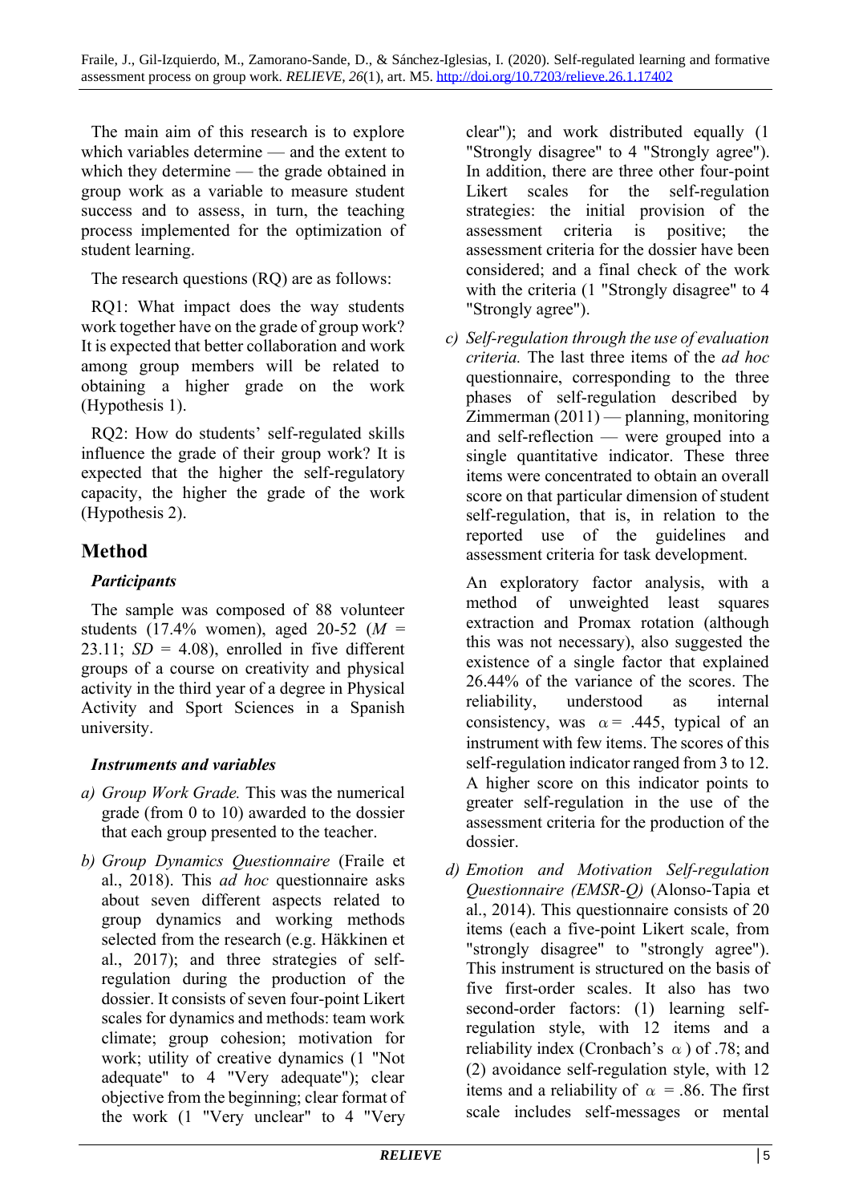The main aim of this research is to explore which variables determine — and the extent to which they determine — the grade obtained in group work as a variable to measure student success and to assess, in turn, the teaching process implemented for the optimization of student learning.

The research questions (RQ) are as follows:

RQ1: What impact does the way students work together have on the grade of group work? It is expected that better collaboration and work among group members will be related to obtaining a higher grade on the work (Hypothesis 1).

RQ2: How do students' self-regulated skills influence the grade of their group work? It is expected that the higher the self-regulatory capacity, the higher the grade of the work (Hypothesis 2).

## Method

### Participants

The sample was composed of 88 volunteer students (17.4% women), aged 20-52 ($M$ = 23.11; $SD$ = 4.08), enrolled in five different groups of a course on creativity and physical activity in the third year of a degree in Physical Activity and Sport Sciences in a Spanish university.

### Instruments and variables

a) *Group Work Grade.* This was the numerical grade (from 0 to 10) awarded to the dossier that each group presented to the teacher.

b) *Group Dynamics Questionnaire* (Fraile et al., 2018). This *ad hoc* questionnaire asks about seven different aspects related to group dynamics and working methods selected from the research (e.g. Häkkinen et al., 2017); and three strategies of self-regulation during the production of the dossier. It consists of seven four-point Likert scales for dynamics and methods: team work climate; group cohesion; motivation for work; utility of creative dynamics (1 "Not adequate" to 4 "Very adequate"); clear objective from the beginning; clear format of the work (1 "Very unclear" to 4 "Very clear"); and work distributed equally (1 "Strongly disagree" to 4 "Strongly agree"). In addition, there are three other four-point Likert scales for the self-regulation strategies: the initial provision of the assessment criteria is positive; the assessment criteria for the dossier have been considered; and a final check of the work with the criteria (1 "Strongly disagree" to 4 "Strongly agree").

c) *Self-regulation through the use of evaluation criteria.* The last three items of the *ad hoc* questionnaire, corresponding to the three phases of self-regulation described by Zimmerman (2011) — planning, monitoring and self-reflection — were grouped into a single quantitative indicator. These three items were concentrated to obtain an overall score on that particular dimension of student self-regulation, that is, in relation to the reported use of the guidelines and assessment criteria for task development.

An exploratory factor analysis, with a method of unweighted least squares extraction and Promax rotation (although this was not necessary), also suggested the existence of a single factor that explained 26.44% of the variance of the scores. The reliability, understood as internal consistency, was $\alpha$ = .445, typical of an instrument with few items. The scores of this self-regulation indicator ranged from 3 to 12. A higher score on this indicator points to greater self-regulation in the use of the assessment criteria for the production of the dossier.

d) *Emotion and Motivation Self-regulation Questionnaire (EMSR-Q)* (Alonso-Tapia et al., 2014). This questionnaire consists of 20 items (each a five-point Likert scale, from "strongly disagree" to "strongly agree"). This instrument is structured on the basis of five first-order scales. It also has two second-order factors: (1) learning self-regulation style, with 12 items and a reliability index (Cronbach's $\alpha$) of .78; and (2) avoidance self-regulation style, with 12 items and a reliability of $\alpha$ = .86. The first scale includes self-messages or mental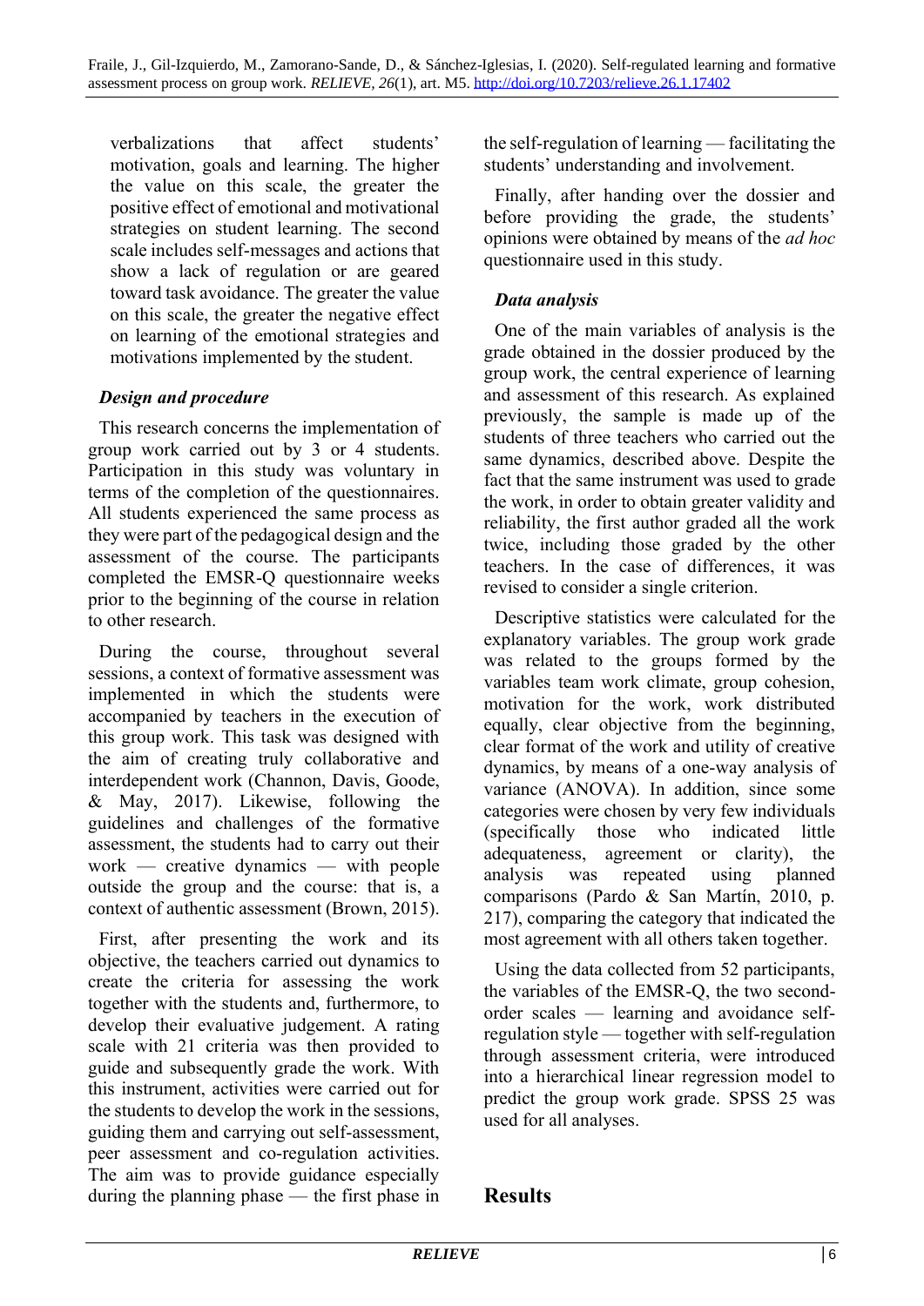verbalizations that affect students' motivation, goals and learning. The higher the value on this scale, the greater the positive effect of emotional and motivational strategies on student learning. The second scale includes self-messages and actions that show a lack of regulation or are geared toward task avoidance. The greater the value on this scale, the greater the negative effect on learning of the emotional strategies and motivations implemented by the student.

### *Design and procedure*

This research concerns the implementation of group work carried out by 3 or 4 students. Participation in this study was voluntary in terms of the completion of the questionnaires. All students experienced the same process as they were part of the pedagogical design and the assessment of the course. The participants completed the EMSR-Q questionnaire weeks prior to the beginning of the course in relation to other research.

During the course, throughout several sessions, a context of formative assessment was implemented in which the students were accompanied by teachers in the execution of this group work. This task was designed with the aim of creating truly collaborative and interdependent work (Channon, Davis, Goode, & May, 2017). Likewise, following the guidelines and challenges of the formative assessment, the students had to carry out their work — creative dynamics — with people outside the group and the course: that is, a context of authentic assessment (Brown, 2015).

First, after presenting the work and its objective, the teachers carried out dynamics to create the criteria for assessing the work together with the students and, furthermore, to develop their evaluative judgement. A rating scale with 21 criteria was then provided to guide and subsequently grade the work. With this instrument, activities were carried out for the students to develop the work in the sessions, guiding them and carrying out self-assessment, peer assessment and co-regulation activities. The aim was to provide guidance especially during the planning phase — the first phase in the self-regulation of learning — facilitating the students' understanding and involvement.

Finally, after handing over the dossier and before providing the grade, the students' opinions were obtained by means of the *ad hoc* questionnaire used in this study.

### *Data analysis*

One of the main variables of analysis is the grade obtained in the dossier produced by the group work, the central experience of learning and assessment of this research. As explained previously, the sample is made up of the students of three teachers who carried out the same dynamics, described above. Despite the fact that the same instrument was used to grade the work, in order to obtain greater validity and reliability, the first author graded all the work twice, including those graded by the other teachers. In the case of differences, it was revised to consider a single criterion.

Descriptive statistics were calculated for the explanatory variables. The group work grade was related to the groups formed by the variables team work climate, group cohesion, motivation for the work, work distributed equally, clear objective from the beginning, clear format of the work and utility of creative dynamics, by means of a one-way analysis of variance (ANOVA). In addition, since some categories were chosen by very few individuals (specifically those who indicated little adequateness, agreement or clarity), the analysis was repeated using planned comparisons (Pardo & San Martín, 2010, p. 217), comparing the category that indicated the most agreement with all others taken together.

Using the data collected from 52 participants, the variables of the EMSR-Q, the two second-order scales — learning and avoidance self-regulation style — together with self-regulation through assessment criteria, were introduced into a hierarchical linear regression model to predict the group work grade. SPSS 25 was used for all analyses.

## Results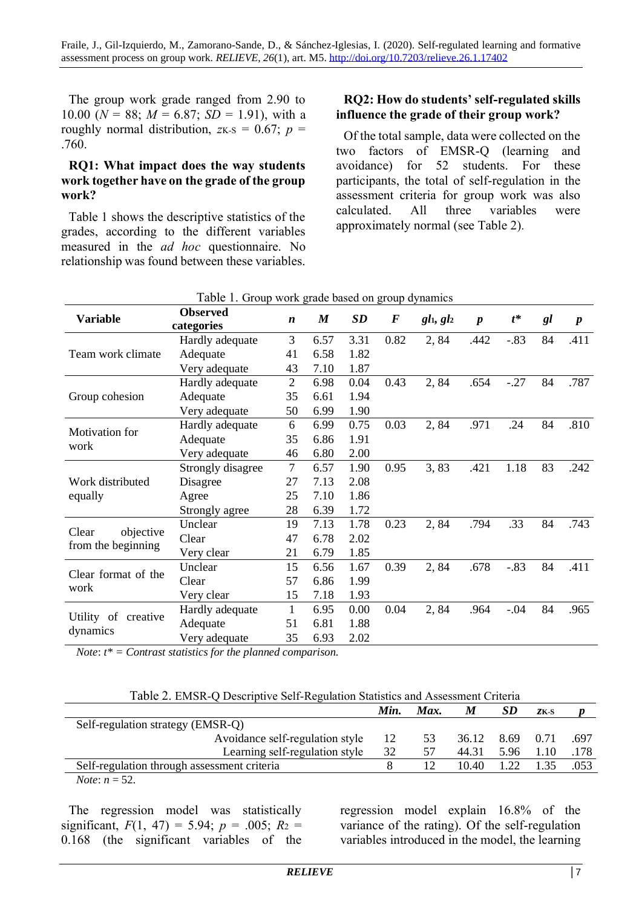The group work grade ranged from 2.90 to 10.00 ($N$ = 88; $M$ = 6.87; $SD$ = 1.91), with a roughly normal distribution, $z_{K\text{-}S}$ = 0.67; $p$ = .760.

**RQ1: What impact does the way students work together have on the grade of the group work?**

Table 1 shows the descriptive statistics of the grades, according to the different variables measured in the *ad hoc* questionnaire. No relationship was found between these variables.

**RQ2: How do students' self-regulated skills influence the grade of their group work?**

Of the total sample, data were collected on the two factors of EMSR-Q (learning and avoidance) for 52 students. For these participants, the total of self-regulation in the assessment criteria for group work was also calculated. All three variables were approximately normal (see Table 2).

Table 1. Group work grade based on group dynamics

| Variable | Observed categories | $n$ | $M$ | $SD$ | $F$ | $gl_1$, $gl_2$ | $p$ | $t^*$ | $gl$ | $p$ |
|---|---|---|---|---|---|---|---|---|---|---|
| Team work climate | Hardly adequate | 3 | 6.57 | 3.31 | 0.82 | 2, 84 | .442 | -.83 | 84 | .411 |
| | Adequate | 41 | 6.58 | 1.82 | | | | | | |
| | Very adequate | 43 | 7.10 | 1.87 | | | | | | |
| Group cohesion | Hardly adequate | 2 | 6.98 | 0.04 | 0.43 | 2, 84 | .654 | -.27 | 84 | .787 |
| | Adequate | 35 | 6.61 | 1.94 | | | | | | |
| | Very adequate | 50 | 6.99 | 1.90 | | | | | | |
| Motivation for work | Hardly adequate | 6 | 6.99 | 0.75 | 0.03 | 2, 84 | .971 | .24 | 84 | .810 |
| | Adequate | 35 | 6.86 | 1.91 | | | | | | |
| | Very adequate | 46 | 6.80 | 2.00 | | | | | | |
| Work distributed equally | Strongly disagree | 7 | 6.57 | 1.90 | 0.95 | 3, 83 | .421 | 1.18 | 83 | .242 |
| | Disagree | 27 | 7.13 | 2.08 | | | | | | |
| | Agree | 25 | 7.10 | 1.86 | | | | | | |
| | Strongly agree | 28 | 6.39 | 1.72 | | | | | | |
| Clear objective from the beginning | Unclear | 19 | 7.13 | 1.78 | 0.23 | 2, 84 | .794 | .33 | 84 | .743 |
| | Clear | 47 | 6.78 | 2.02 | | | | | | |
| | Very clear | 21 | 6.79 | 1.85 | | | | | | |
| Clear format of the work | Unclear | 15 | 6.56 | 1.67 | 0.39 | 2, 84 | .678 | -.83 | 84 | .411 |
| | Clear | 57 | 6.86 | 1.99 | | | | | | |
| | Very clear | 15 | 7.18 | 1.93 | | | | | | |
| Utility of creative dynamics | Hardly adequate | 1 | 6.95 | 0.00 | 0.04 | 2, 84 | .964 | -.04 | 84 | .965 |
| | Adequate | 51 | 6.81 | 1.88 | | | | | | |
| | Very adequate | 35 | 6.93 | 2.02 | | | | | | |

*Note*: *$t^*$ = Contrast statistics for the planned comparison.*

Table 2. EMSR-Q Descriptive Self-Regulation Statistics and Assessment Criteria

| | *Min.* | *Max.* | $M$ | $SD$ | $z_{K\text{-}S}$ | $p$ |
|---|---|---|---|---|---|---|
| Self-regulation strategy (EMSR-Q) | | | | | | |
| Avoidance self-regulation style | 12 | 53 | 36.12 | 8.69 | 0.71 | .697 |
| Learning self-regulation style | 32 | 57 | 44.31 | 5.96 | 1.10 | .178 |
| Self-regulation through assessment criteria | 8 | 12 | 10.40 | 1.22 | 1.35 | .053 |

*Note*: $n$ = 52.

The regression model was statistically significant, $F$(1, 47) = 5.94; $p$ = .005; $R_2$ = 0.168 (the significant variables of the regression model explain 16.8% of the variance of the rating). Of the self-regulation variables introduced in the model, the learning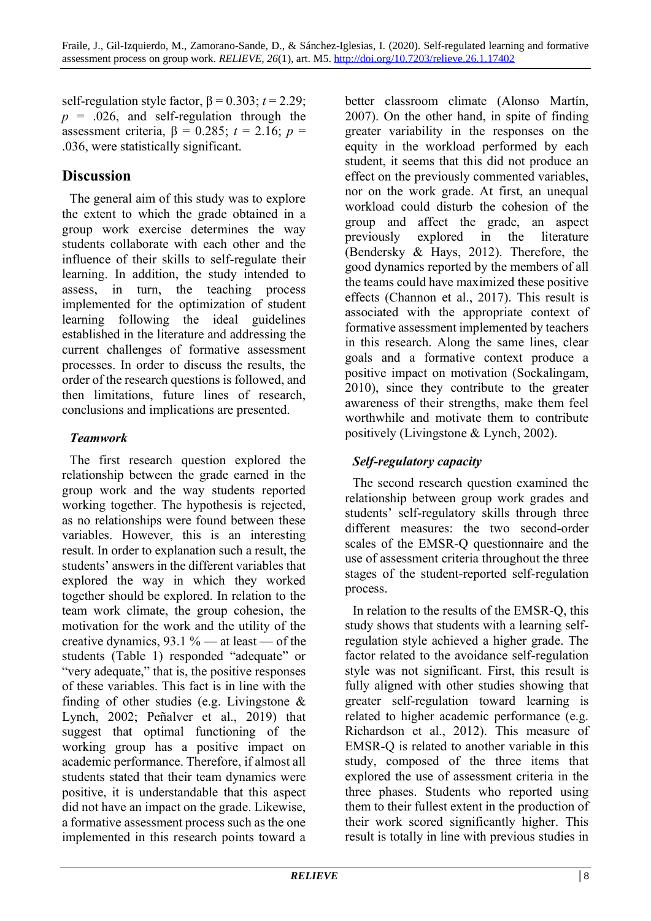self-regulation style factor, $\beta = 0.303$; $t = 2.29$; $p = .026$, and self-regulation through the assessment criteria, $\beta = 0.285$; $t = 2.16$; $p = .036$, were statistically significant.

## Discussion

The general aim of this study was to explore the extent to which the grade obtained in a group work exercise determines the way students collaborate with each other and the influence of their skills to self-regulate their learning. In addition, the study intended to assess, in turn, the teaching process implemented for the optimization of student learning following the ideal guidelines established in the literature and addressing the current challenges of formative assessment processes. In order to discuss the results, the order of the research questions is followed, and then limitations, future lines of research, conclusions and implications are presented.

### *Teamwork*

The first research question explored the relationship between the grade earned in the group work and the way students reported working together. The hypothesis is rejected, as no relationships were found between these variables. However, this is an interesting result. In order to explanation such a result, the students' answers in the different variables that explored the way in which they worked together should be explored. In relation to the team work climate, the group cohesion, the motivation for the work and the utility of the creative dynamics, 93.1 % — at least — of the students (Table 1) responded "adequate" or "very adequate," that is, the positive responses of these variables. This fact is in line with the finding of other studies (e.g. Livingstone & Lynch, 2002; Peñalver et al., 2019) that suggest that optimal functioning of the working group has a positive impact on academic performance. Therefore, if almost all students stated that their team dynamics were positive, it is understandable that this aspect did not have an impact on the grade. Likewise, a formative assessment process such as the one implemented in this research points toward a better classroom climate (Alonso Martín, 2007). On the other hand, in spite of finding greater variability in the responses on the equity in the workload performed by each student, it seems that this did not produce an effect on the previously commented variables, nor on the work grade. At first, an unequal workload could disturb the cohesion of the group and affect the grade, an aspect previously explored in the literature (Bendersky & Hays, 2012). Therefore, the good dynamics reported by the members of all the teams could have maximized these positive effects (Channon et al., 2017). This result is associated with the appropriate context of formative assessment implemented by teachers in this research. Along the same lines, clear goals and a formative context produce a positive impact on motivation (Sockalingam, 2010), since they contribute to the greater awareness of their strengths, make them feel worthwhile and motivate them to contribute positively (Livingstone & Lynch, 2002).

### *Self-regulatory capacity*

The second research question examined the relationship between group work grades and students' self-regulatory skills through three different measures: the two second-order scales of the EMSR-Q questionnaire and the use of assessment criteria throughout the three stages of the student-reported self-regulation process.

In relation to the results of the EMSR-Q, this study shows that students with a learning self-regulation style achieved a higher grade. The factor related to the avoidance self-regulation style was not significant. First, this result is fully aligned with other studies showing that greater self-regulation toward learning is related to higher academic performance (e.g. Richardson et al., 2012). This measure of EMSR-Q is related to another variable in this study, composed of the three items that explored the use of assessment criteria in the three phases. Students who reported using them to their fullest extent in the production of their work scored significantly higher. This result is totally in line with previous studies in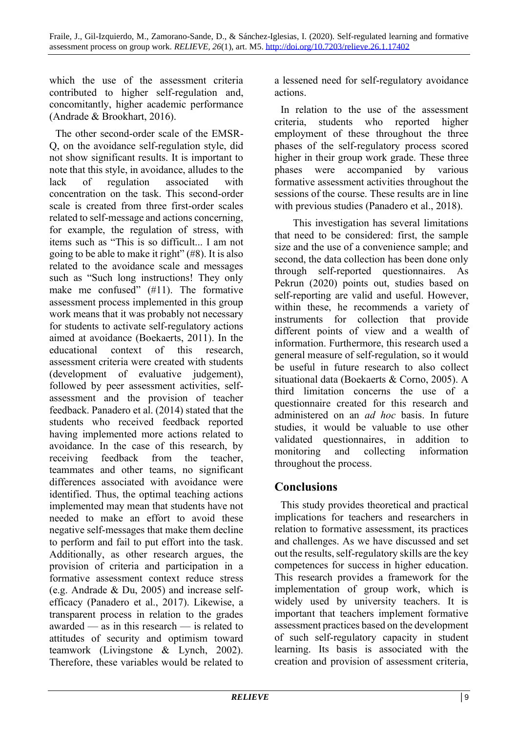which the use of the assessment criteria contributed to higher self-regulation and, concomitantly, higher academic performance (Andrade & Brookhart, 2016).

The other second-order scale of the EMSR-Q, on the avoidance self-regulation style, did not show significant results. It is important to note that this style, in avoidance, alludes to the lack of regulation associated with concentration on the task. This second-order scale is created from three first-order scales related to self-message and actions concerning, for example, the regulation of stress, with items such as "This is so difficult... I am not going to be able to make it right" (#8). It is also related to the avoidance scale and messages such as "Such long instructions! They only make me confused" (#11). The formative assessment process implemented in this group work means that it was probably not necessary for students to activate self-regulatory actions aimed at avoidance (Boekaerts, 2011). In the educational context of this research, assessment criteria were created with students (development of evaluative judgement), followed by peer assessment activities, self-assessment and the provision of teacher feedback. Panadero et al. (2014) stated that the students who received feedback reported having implemented more actions related to avoidance. In the case of this research, by receiving feedback from the teacher, teammates and other teams, no significant differences associated with avoidance were identified. Thus, the optimal teaching actions implemented may mean that students have not needed to make an effort to avoid these negative self-messages that make them decline to perform and fail to put effort into the task. Additionally, as other research argues, the provision of criteria and participation in a formative assessment context reduce stress (e.g. Andrade & Du, 2005) and increase self-efficacy (Panadero et al., 2017). Likewise, a transparent process in relation to the grades awarded — as in this research — is related to attitudes of security and optimism toward teamwork (Livingstone & Lynch, 2002). Therefore, these variables would be related to a lessened need for self-regulatory avoidance actions.

In relation to the use of the assessment criteria, students who reported higher employment of these throughout the three phases of the self-regulatory process scored higher in their group work grade. These three phases were accompanied by various formative assessment activities throughout the sessions of the course. These results are in line with previous studies (Panadero et al., 2018).

This investigation has several limitations that need to be considered: first, the sample size and the use of a convenience sample; and second, the data collection has been done only through self-reported questionnaires. As Pekrun (2020) points out, studies based on self-reporting are valid and useful. However, within these, he recommends a variety of instruments for collection that provide different points of view and a wealth of information. Furthermore, this research used a general measure of self-regulation, so it would be useful in future research to also collect situational data (Boekaerts & Corno, 2005). A third limitation concerns the use of a questionnaire created for this research and administered on an *ad hoc* basis. In future studies, it would be valuable to use other validated questionnaires, in addition to monitoring and collecting information throughout the process.

## Conclusions

This study provides theoretical and practical implications for teachers and researchers in relation to formative assessment, its practices and challenges. As we have discussed and set out the results, self-regulatory skills are the key competences for success in higher education. This research provides a framework for the implementation of group work, which is widely used by university teachers. It is important that teachers implement formative assessment practices based on the development of such self-regulatory capacity in student learning. Its basis is associated with the creation and provision of assessment criteria,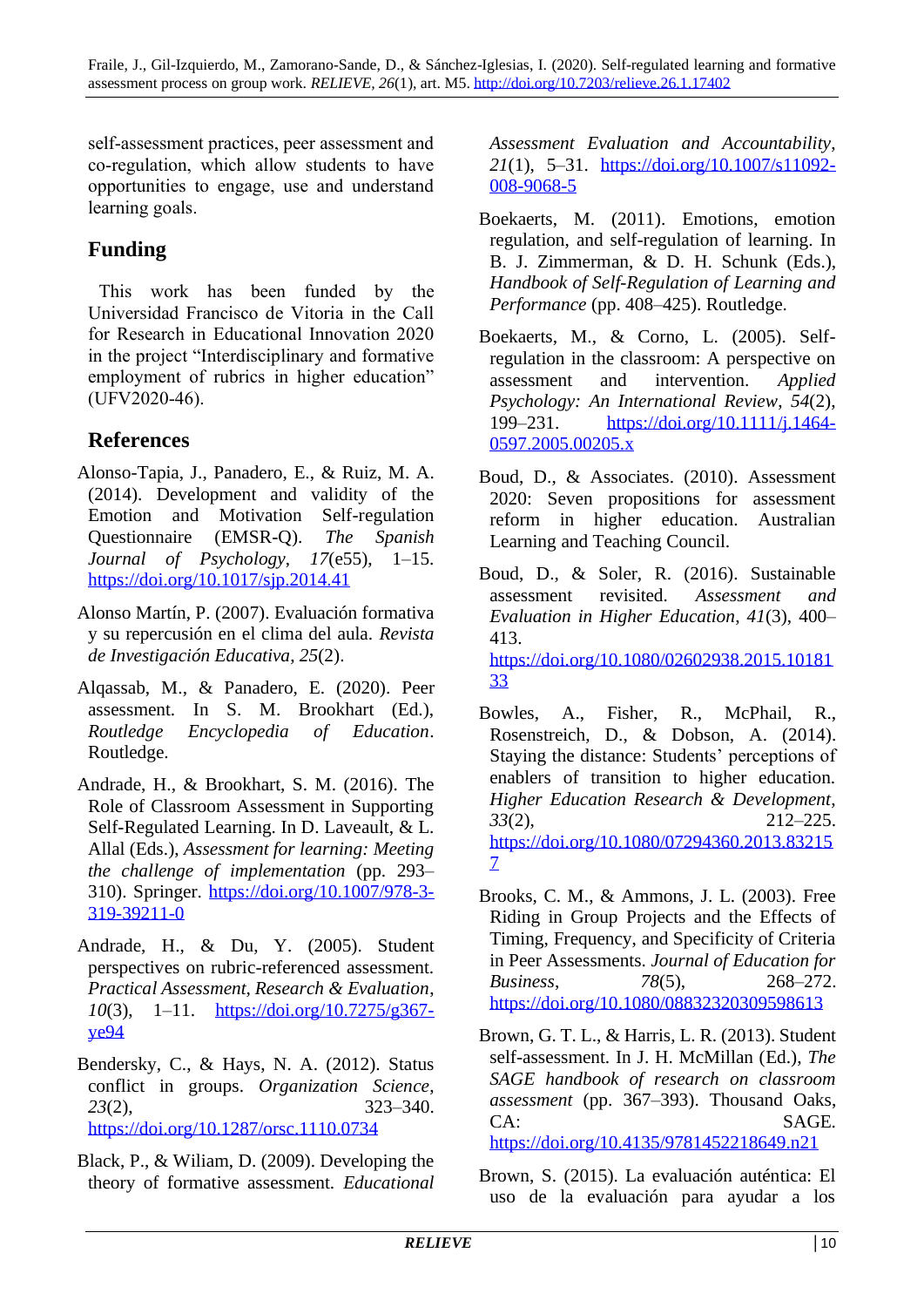self-assessment practices, peer assessment and co-regulation, which allow students to have opportunities to engage, use and understand learning goals.

## Funding

This work has been funded by the Universidad Francisco de Vitoria in the Call for Research in Educational Innovation 2020 in the project "Interdisciplinary and formative employment of rubrics in higher education" (UFV2020-46).

## References

Alonso-Tapia, J., Panadero, E., & Ruiz, M. A. (2014). Development and validity of the Emotion and Motivation Self-regulation Questionnaire (EMSR-Q). *The Spanish Journal of Psychology*, *17*(e55), 1–15. https://doi.org/10.1017/sjp.2014.41

Alonso Martín, P. (2007). Evaluación formativa y su repercusión en el clima del aula. *Revista de Investigación Educativa*, *25*(2).

Alqassab, M., & Panadero, E. (2020). Peer assessment. In S. M. Brookhart (Ed.), *Routledge Encyclopedia of Education*. Routledge.

Andrade, H., & Brookhart, S. M. (2016). The Role of Classroom Assessment in Supporting Self-Regulated Learning. In D. Laveault, & L. Allal (Eds.), *Assessment for learning: Meeting the challenge of implementation* (pp. 293–310). Springer. https://doi.org/10.1007/978-3-319-39211-0

Andrade, H., & Du, Y. (2005). Student perspectives on rubric-referenced assessment. *Practical Assessment, Research & Evaluation*, *10*(3), 1–11. https://doi.org/10.7275/g367-ye94

Bendersky, C., & Hays, N. A. (2012). Status conflict in groups. *Organization Science*, *23*(2), 323–340. https://doi.org/10.1287/orsc.1110.0734

Black, P., & Wiliam, D. (2009). Developing the theory of formative assessment. *Educational Assessment Evaluation and Accountability*, *21*(1), 5–31. https://doi.org/10.1007/s11092-008-9068-5

Boekaerts, M. (2011). Emotions, emotion regulation, and self-regulation of learning. In B. J. Zimmerman, & D. H. Schunk (Eds.), *Handbook of Self-Regulation of Learning and Performance* (pp. 408–425). Routledge.

Boekaerts, M., & Corno, L. (2005). Self-regulation in the classroom: A perspective on assessment and intervention. *Applied Psychology: An International Review*, *54*(2), 199–231. https://doi.org/10.1111/j.1464-0597.2005.00205.x

Boud, D., & Associates. (2010). Assessment 2020: Seven propositions for assessment reform in higher education. Australian Learning and Teaching Council.

Boud, D., & Soler, R. (2016). Sustainable assessment revisited. *Assessment and Evaluation in Higher Education*, *41*(3), 400–413. https://doi.org/10.1080/02602938.2015.1018133

Bowles, A., Fisher, R., McPhail, R., Rosenstreich, D., & Dobson, A. (2014). Staying the distance: Students' perceptions of enablers of transition to higher education. *Higher Education Research & Development*, *33*(2), 212–225. https://doi.org/10.1080/07294360.2013.832157

Brooks, C. M., & Ammons, J. L. (2003). Free Riding in Group Projects and the Effects of Timing, Frequency, and Specificity of Criteria in Peer Assessments. *Journal of Education for Business*, *78*(5), 268–272. https://doi.org/10.1080/08832320309598613

Brown, G. T. L., & Harris, L. R. (2013). Student self-assessment. In J. H. McMillan (Ed.), *The SAGE handbook of research on classroom assessment* (pp. 367–393). Thousand Oaks, CA: SAGE. https://doi.org/10.4135/9781452218649.n21

Brown, S. (2015). La evaluación auténtica: El uso de la evaluación para ayudar a los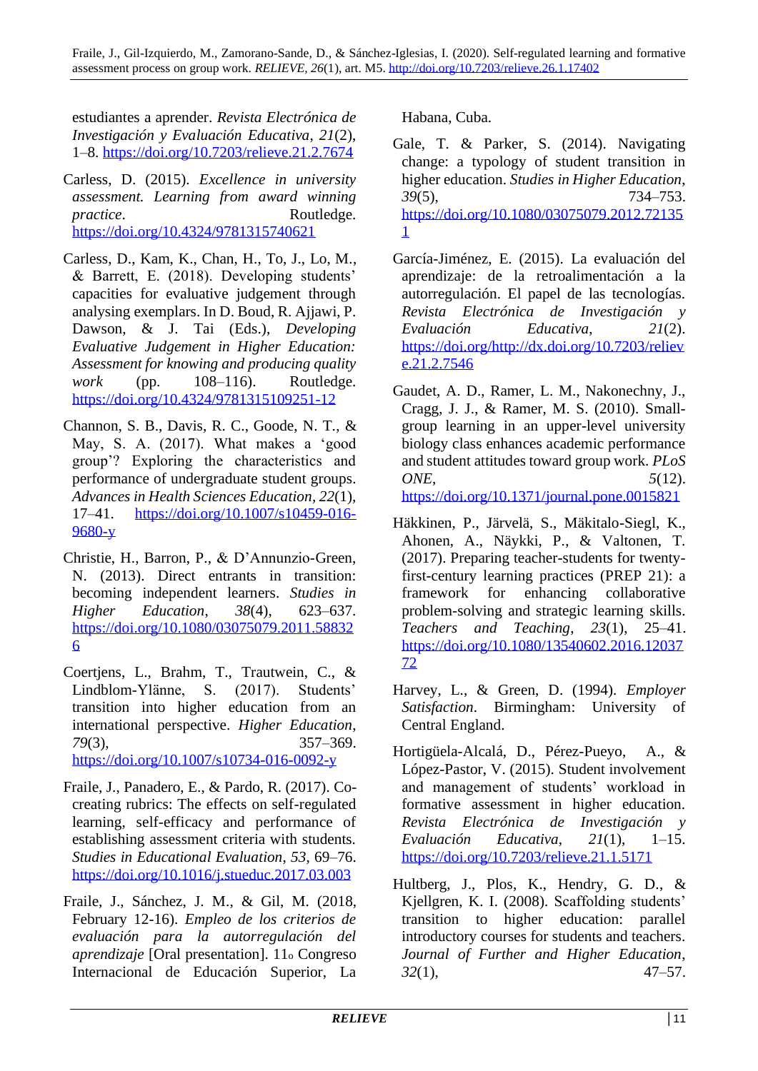estudiantes a aprender. *Revista Electrónica de Investigación y Evaluación Educativa*, *21*(2), 1–8. https://doi.org/10.7203/relieve.21.2.7674

Carless, D. (2015). *Excellence in university assessment. Learning from award winning practice*. Routledge. https://doi.org/10.4324/9781315740621

Carless, D., Kam, K., Chan, H., To, J., Lo, M., & Barrett, E. (2018). Developing students' capacities for evaluative judgement through analysing exemplars. In D. Boud, R. Ajjawi, P. Dawson, & J. Tai (Eds.), *Developing Evaluative Judgement in Higher Education: Assessment for knowing and producing quality work* (pp. 108–116). Routledge. https://doi.org/10.4324/9781315109251-12

Channon, S. B., Davis, R. C., Goode, N. T., & May, S. A. (2017). What makes a 'good group'? Exploring the characteristics and performance of undergraduate student groups. *Advances in Health Sciences Education*, *22*(1), 17–41. https://doi.org/10.1007/s10459-016-9680-y

Christie, H., Barron, P., & D'Annunzio-Green, N. (2013). Direct entrants in transition: becoming independent learners. *Studies in Higher Education*, *38*(4), 623–637. https://doi.org/10.1080/03075079.2011.588326

Coertjens, L., Brahm, T., Trautwein, C., & Lindblom-Ylänne, S. (2017). Students' transition into higher education from an international perspective. *Higher Education*, *79*(3), 357–369. https://doi.org/10.1007/s10734-016-0092-y

Fraile, J., Panadero, E., & Pardo, R. (2017). Co-creating rubrics: The effects on self-regulated learning, self-efficacy and performance of establishing assessment criteria with students. *Studies in Educational Evaluation*, *53*, 69–76. https://doi.org/10.1016/j.stueduc.2017.03.003

Fraile, J., Sánchez, J. M., & Gil, M. (2018, February 12-16). *Empleo de los criterios de evaluación para la autorregulación del aprendizaje* [Oral presentation]. 11o Congreso Internacional de Educación Superior, La Habana, Cuba.

Gale, T. & Parker, S. (2014). Navigating change: a typology of student transition in higher education. *Studies in Higher Education*, *39*(5), 734–753. https://doi.org/10.1080/03075079.2012.721351

García-Jiménez, E. (2015). La evaluación del aprendizaje: de la retroalimentación a la autorregulación. El papel de las tecnologías. *Revista Electrónica de Investigación y Evaluación Educativa*, *21*(2). https://doi.org/http://dx.doi.org/10.7203/relieve.21.2.7546

Gaudet, A. D., Ramer, L. M., Nakonechny, J., Cragg, J. J., & Ramer, M. S. (2010). Small-group learning in an upper-level university biology class enhances academic performance and student attitudes toward group work. *PLoS ONE*, *5*(12). https://doi.org/10.1371/journal.pone.0015821

Häkkinen, P., Järvelä, S., Mäkitalo-Siegl, K., Ahonen, A., Näykki, P., & Valtonen, T. (2017). Preparing teacher-students for twenty-first-century learning practices (PREP 21): a framework for enhancing collaborative problem-solving and strategic learning skills. *Teachers and Teaching*, *23*(1), 25–41. https://doi.org/10.1080/13540602.2016.1203772

Harvey, L., & Green, D. (1994). *Employer Satisfaction*. Birmingham: University of Central England.

Hortigüela-Alcalá, D., Pérez-Pueyo, A., & López-Pastor, V. (2015). Student involvement and management of students' workload in formative assessment in higher education. *Revista Electrónica de Investigación y Evaluación Educativa*, *21*(1), 1–15. https://doi.org/10.7203/relieve.21.1.5171

Hultberg, J., Plos, K., Hendry, G. D., & Kjellgren, K. I. (2008). Scaffolding students' transition to higher education: parallel introductory courses for students and teachers. *Journal of Further and Higher Education*, *32*(1), 47–57.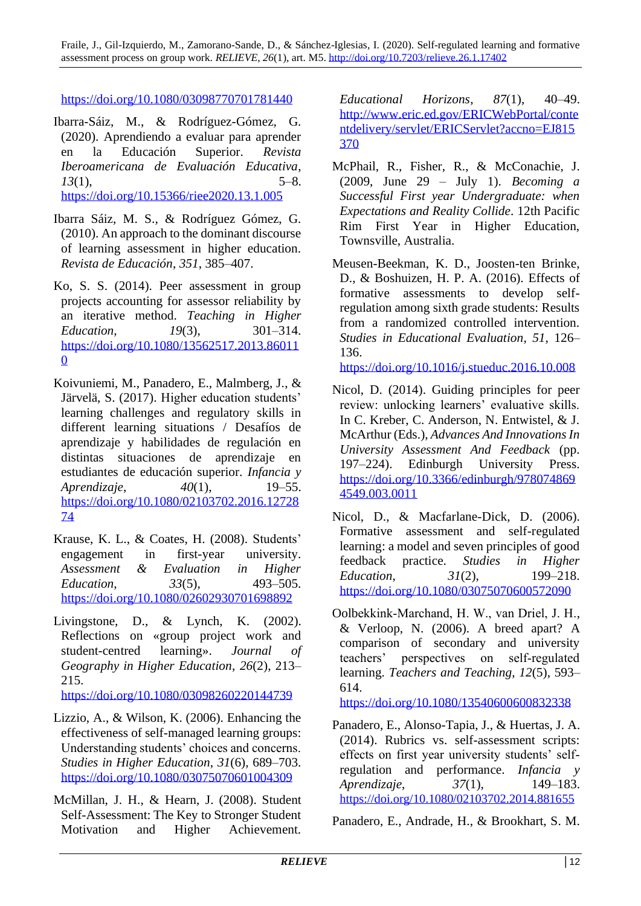https://doi.org/10.1080/03098770701781440

Ibarra-Sáiz, M., & Rodríguez-Gómez, G. (2020). Aprendiendo a evaluar para aprender en la Educación Superior. *Revista Iberoamericana de Evaluación Educativa*, *13*(1), 5–8. https://doi.org/10.15366/riee2020.13.1.005

Ibarra Sáiz, M. S., & Rodríguez Gómez, G. (2010). An approach to the dominant discourse of learning assessment in higher education. *Revista de Educación*, *351*, 385–407.

Ko, S. S. (2014). Peer assessment in group projects accounting for assessor reliability by an iterative method. *Teaching in Higher Education*, *19*(3), 301–314. https://doi.org/10.1080/13562517.2013.860110

Koivuniemi, M., Panadero, E., Malmberg, J., & Järvelä, S. (2017). Higher education students' learning challenges and regulatory skills in different learning situations / Desafíos de aprendizaje y habilidades de regulación en distintas situaciones de aprendizaje en estudiantes de educación superior. *Infancia y Aprendizaje*, *40*(1), 19–55. https://doi.org/10.1080/02103702.2016.1272874

Krause, K. L., & Coates, H. (2008). Students' engagement in first-year university. *Assessment & Evaluation in Higher Education*, *33*(5), 493–505. https://doi.org/10.1080/02602930701698892

Livingstone, D., & Lynch, K. (2002). Reflections on «group project work and student-centred learning». *Journal of Geography in Higher Education*, *26*(2), 213–215. https://doi.org/10.1080/03098260220144739

Lizzio, A., & Wilson, K. (2006). Enhancing the effectiveness of self-managed learning groups: Understanding students' choices and concerns. *Studies in Higher Education*, *31*(6), 689–703. https://doi.org/10.1080/03075070601004309

McMillan, J. H., & Hearn, J. (2008). Student Self-Assessment: The Key to Stronger Student Motivation and Higher Achievement. *Educational Horizons*, *87*(1), 40–49. http://www.eric.ed.gov/ERICWebPortal/contentdelivery/servlet/ERICServlet?accno=EJ815370

McPhail, R., Fisher, R., & McConachie, J. (2009, June 29 – July 1). *Becoming a Successful First year Undergraduate: when Expectations and Reality Collide*. 12th Pacific Rim First Year in Higher Education, Townsville, Australia.

Meusen-Beekman, K. D., Joosten-ten Brinke, D., & Boshuizen, H. P. A. (2016). Effects of formative assessments to develop self-regulation among sixth grade students: Results from a randomized controlled intervention. *Studies in Educational Evaluation*, *51*, 126–136. https://doi.org/10.1016/j.stueduc.2016.10.008

Nicol, D. (2014). Guiding principles for peer review: unlocking learners' evaluative skills. In C. Kreber, C. Anderson, N. Entwistel, & J. McArthur (Eds.), *Advances And Innovations In University Assessment And Feedback* (pp. 197–224). Edinburgh University Press. https://doi.org/10.3366/edinburgh/9780748694549.003.0011

Nicol, D., & Macfarlane-Dick, D. (2006). Formative assessment and self-regulated learning: a model and seven principles of good feedback practice. *Studies in Higher Education*, *31*(2), 199–218. https://doi.org/10.1080/03075070600572090

Oolbekkink-Marchand, H. W., van Driel, J. H., & Verloop, N. (2006). A breed apart? A comparison of secondary and university teachers' perspectives on self-regulated learning. *Teachers and Teaching*, *12*(5), 593–614. https://doi.org/10.1080/13540600600832338

Panadero, E., Alonso-Tapia, J., & Huertas, J. A. (2014). Rubrics vs. self-assessment scripts: effects on first year university students' self-regulation and performance. *Infancia y Aprendizaje*, *37*(1), 149–183. https://doi.org/10.1080/02103702.2014.881655

Panadero, E., Andrade, H., & Brookhart, S. M.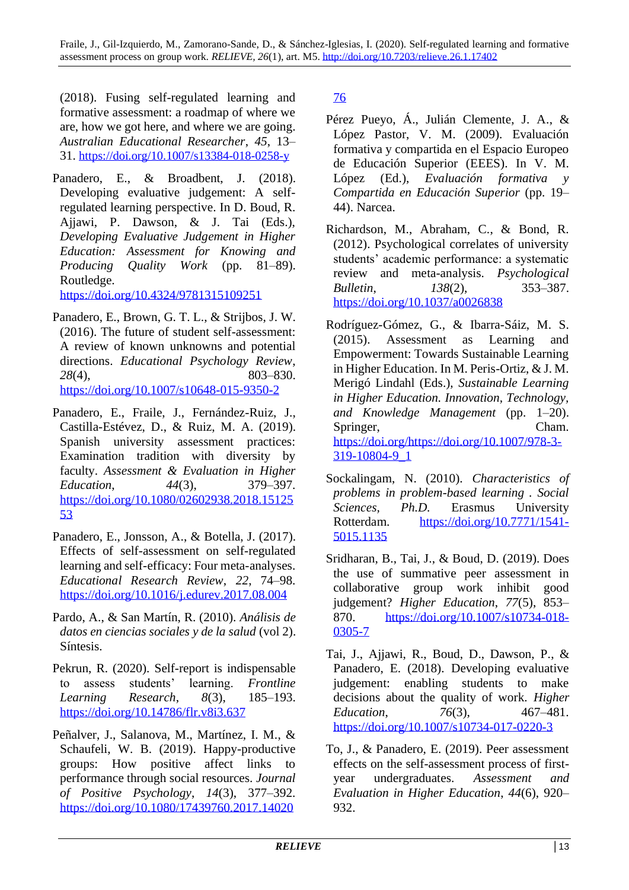(2018). Fusing self-regulated learning and formative assessment: a roadmap of where we are, how we got here, and where we are going. *Australian Educational Researcher*, *45*, 13–31. https://doi.org/10.1007/s13384-018-0258-y

Panadero, E., & Broadbent, J. (2018). Developing evaluative judgement: A self-regulated learning perspective. In D. Boud, R. Ajjawi, P. Dawson, & J. Tai (Eds.), *Developing Evaluative Judgement in Higher Education: Assessment for Knowing and Producing Quality Work* (pp. 81–89). Routledge. https://doi.org/10.4324/9781315109251

Panadero, E., Brown, G. T. L., & Strijbos, J. W. (2016). The future of student self-assessment: A review of known unknowns and potential directions. *Educational Psychology Review*, *28*(4), 803–830. https://doi.org/10.1007/s10648-015-9350-2

Panadero, E., Fraile, J., Fernández-Ruiz, J., Castilla-Estévez, D., & Ruiz, M. A. (2019). Spanish university assessment practices: Examination tradition with diversity by faculty. *Assessment & Evaluation in Higher Education*, *44*(3), 379–397. https://doi.org/10.1080/02602938.2018.1512553

Panadero, E., Jonsson, A., & Botella, J. (2017). Effects of self-assessment on self-regulated learning and self-efficacy: Four meta-analyses. *Educational Research Review*, *22*, 74–98. https://doi.org/10.1016/j.edurev.2017.08.004

Pardo, A., & San Martín, R. (2010). *Análisis de datos en ciencias sociales y de la salud* (vol 2). Síntesis.

Pekrun, R. (2020). Self-report is indispensable to assess students' learning. *Frontline Learning Research*, *8*(3), 185–193. https://doi.org/10.14786/flr.v8i3.637

Peñalver, J., Salanova, M., Martínez, I. M., & Schaufeli, W. B. (2019). Happy-productive groups: How positive affect links to performance through social resources. *Journal of Positive Psychology*, *14*(3), 377–392. https://doi.org/10.1080/17439760.2017.1402076

Pérez Pueyo, Á., Julián Clemente, J. A., & López Pastor, V. M. (2009). Evaluación formativa y compartida en el Espacio Europeo de Educación Superior (EEES). In V. M. López (Ed.), *Evaluación formativa y Compartida en Educación Superior* (pp. 19–44). Narcea.

Richardson, M., Abraham, C., & Bond, R. (2012). Psychological correlates of university students' academic performance: a systematic review and meta-analysis. *Psychological Bulletin*, *138*(2), 353–387. https://doi.org/10.1037/a0026838

Rodríguez-Gómez, G., & Ibarra-Sáiz, M. S. (2015). Assessment as Learning and Empowerment: Towards Sustainable Learning in Higher Education. In M. Peris-Ortiz, & J. M. Merigó Lindahl (Eds.), *Sustainable Learning in Higher Education. Innovation, Technology, and Knowledge Management* (pp. 1–20). Springer, Cham. https://doi.org/https://doi.org/10.1007/978-3-319-10804-9_1

Sockalingam, N. (2010). *Characteristics of problems in problem-based learning . Social Sciences, Ph.D.* Erasmus University Rotterdam. https://doi.org/10.7771/1541-5015.1135

Sridharan, B., Tai, J., & Boud, D. (2019). Does the use of summative peer assessment in collaborative group work inhibit good judgement? *Higher Education*, *77*(5), 853–870. https://doi.org/10.1007/s10734-018-0305-7

Tai, J., Ajjawi, R., Boud, D., Dawson, P., & Panadero, E. (2018). Developing evaluative judgement: enabling students to make decisions about the quality of work. *Higher Education*, *76*(3), 467–481. https://doi.org/10.1007/s10734-017-0220-3

To, J., & Panadero, E. (2019). Peer assessment effects on the self-assessment process of first-year undergraduates. *Assessment and Evaluation in Higher Education*, *44*(6), 920–932.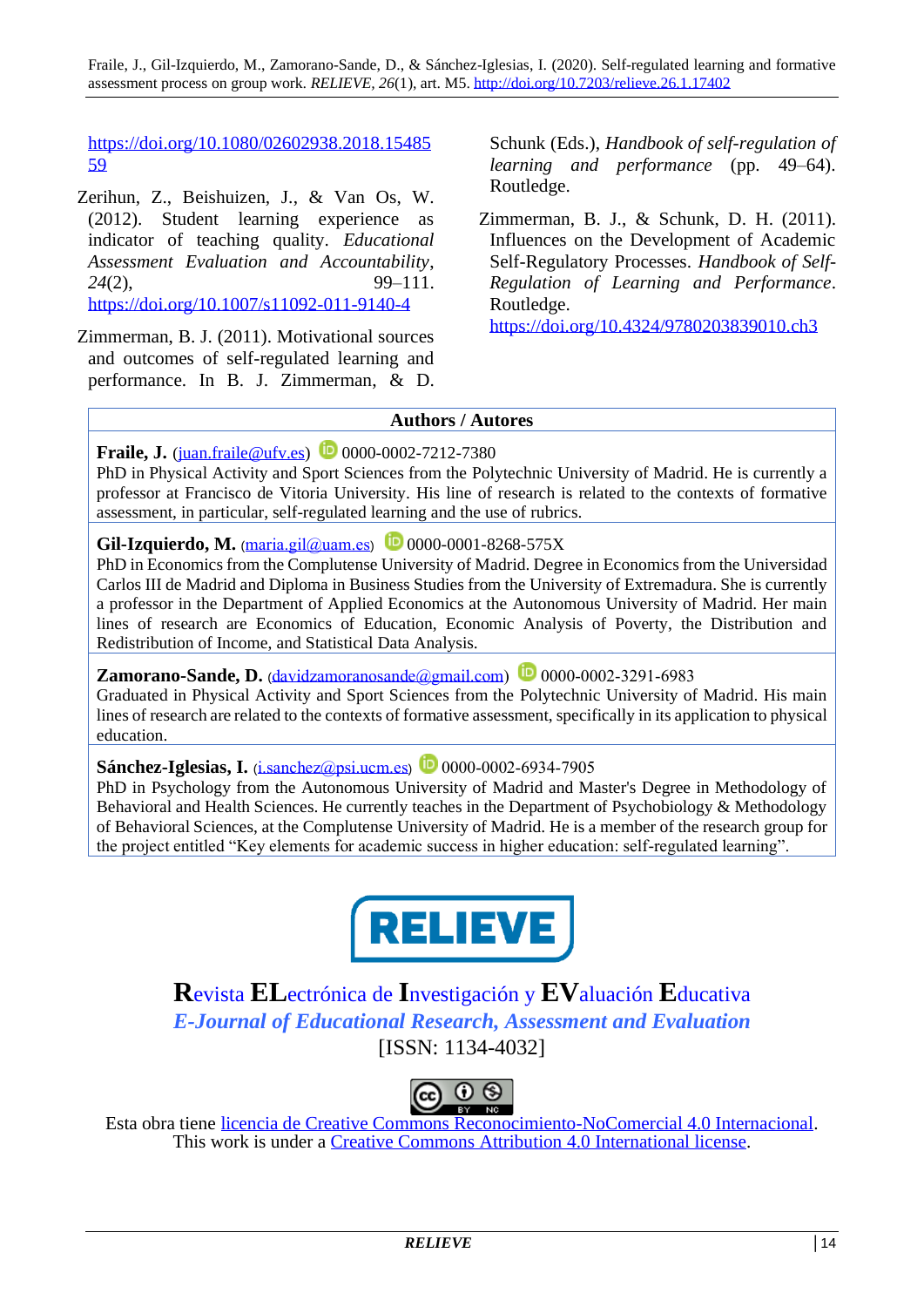https://doi.org/10.1080/02602938.2018.1548559

Zerihun, Z., Beishuizen, J., & Van Os, W. (2012). Student learning experience as indicator of teaching quality. *Educational Assessment Evaluation and Accountability*, *24*(2), 99–111. https://doi.org/10.1007/s11092-011-9140-4

Zimmerman, B. J. (2011). Motivational sources and outcomes of self-regulated learning and performance. In B. J. Zimmerman, & D. Schunk (Eds.), *Handbook of self-regulation of learning and performance* (pp. 49–64). Routledge.

Zimmerman, B. J., & Schunk, D. H. (2011). Influences on the Development of Academic Self-Regulatory Processes. *Handbook of Self-Regulation of Learning and Performance*. Routledge. https://doi.org/10.4324/9780203839010.ch3

## Authors / Autores

**Fraile, J.** (juan.fraile@ufv.es) 0000-0002-7212-7380
PhD in Physical Activity and Sport Sciences from the Polytechnic University of Madrid. He is currently a professor at Francisco de Vitoria University. His line of research is related to the contexts of formative assessment, in particular, self-regulated learning and the use of rubrics.

**Gil-Izquierdo, M.** (maria.gil@uam.es) 0000-0001-8268-575X
PhD in Economics from the Complutense University of Madrid. Degree in Economics from the Universidad Carlos III de Madrid and Diploma in Business Studies from the University of Extremadura. She is currently a professor in the Department of Applied Economics at the Autonomous University of Madrid. Her main lines of research are Economics of Education, Economic Analysis of Poverty, the Distribution and Redistribution of Income, and Statistical Data Analysis.

**Zamorano-Sande, D.** (davidzamoranosande@gmail.com) 0000-0002-3291-6983
Graduated in Physical Activity and Sport Sciences from the Polytechnic University of Madrid. His main lines of research are related to the contexts of formative assessment, specifically in its application to physical education.

**Sánchez-Iglesias, I.** (i.sanchez@psi.ucm.es) 0000-0002-6934-7905
PhD in Psychology from the Autonomous University of Madrid and Master's Degree in Methodology of Behavioral and Health Sciences. He currently teaches in the Department of Psychobiology & Methodology of Behavioral Sciences, at the Complutense University of Madrid. He is a member of the research group for the project entitled "Key elements for academic success in higher education: self-regulated learning".

**RELIEVE**

**R**evista **EL**ectrónica de **I**nvestigación y **EV**aluación **E**ducativa
*E-Journal of Educational Research, Assessment and Evaluation*
[ISSN: 1134-4032]

Esta obra tiene licencia de Creative Commons Reconocimiento-NoComercial 4.0 Internacional.
This work is under a Creative Commons Attribution 4.0 International license.